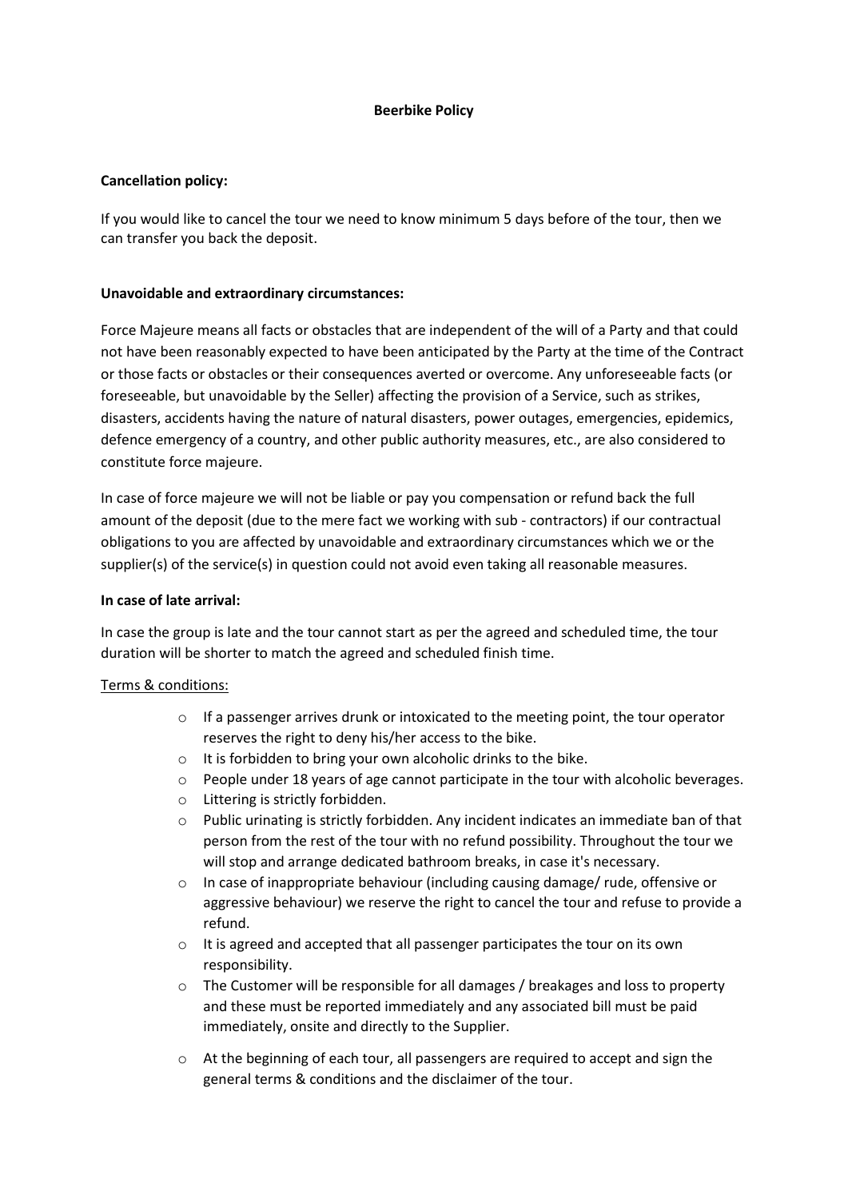# Beerbike Policy

**Cancellation policy:**

If you would like to cancel the tour we need to know minimum 5 days before of the tour, then we can transfer you back the deposit.

**Unavoidable and extraordinary circumstances:**

Force Majeure means all facts or obstacles that are independent of the will of a Party and that could not have been reasonably expected to have been anticipated by the Party at the time of the Contract or those facts or obstacles or their consequences averted or overcome. Any unforeseeable facts (or foreseeable, but unavoidable by the Seller) affecting the provision of a Service, such as strikes, disasters, accidents having the nature of natural disasters, power outages, emergencies, epidemics, defence emergency of a country, and other public authority measures, etc., are also considered to constitute force majeure.

In case of force majeure we will not be liable or pay you compensation or refund back the full amount of the deposit (due to the mere fact we working with sub - contractors) if our contractual obligations to you are affected by unavoidable and extraordinary circumstances which we or the supplier(s) of the service(s) in question could not avoid even taking all reasonable measures.

**In case of late arrival:**

In case the group is late and the tour cannot start as per the agreed and scheduled time, the tour duration will be shorter to match the agreed and scheduled finish time.

<u>Terms & conditions:</u>

- If a passenger arrives drunk or intoxicated to the meeting point, the tour operator reserves the right to deny his/her access to the bike.
- It is forbidden to bring your own alcoholic drinks to the bike.
- People under 18 years of age cannot participate in the tour with alcoholic beverages.
- Littering is strictly forbidden.
- Public urinating is strictly forbidden. Any incident indicates an immediate ban of that person from the rest of the tour with no refund possibility. Throughout the tour we will stop and arrange dedicated bathroom breaks, in case it's necessary.
- In case of inappropriate behaviour (including causing damage/ rude, offensive or aggressive behaviour) we reserve the right to cancel the tour and refuse to provide a refund.
- It is agreed and accepted that all passenger participates the tour on its own responsibility.
- The Customer will be responsible for all damages / breakages and loss to property and these must be reported immediately and any associated bill must be paid immediately, onsite and directly to the Supplier.
- At the beginning of each tour, all passengers are required to accept and sign the general terms & conditions and the disclaimer of the tour.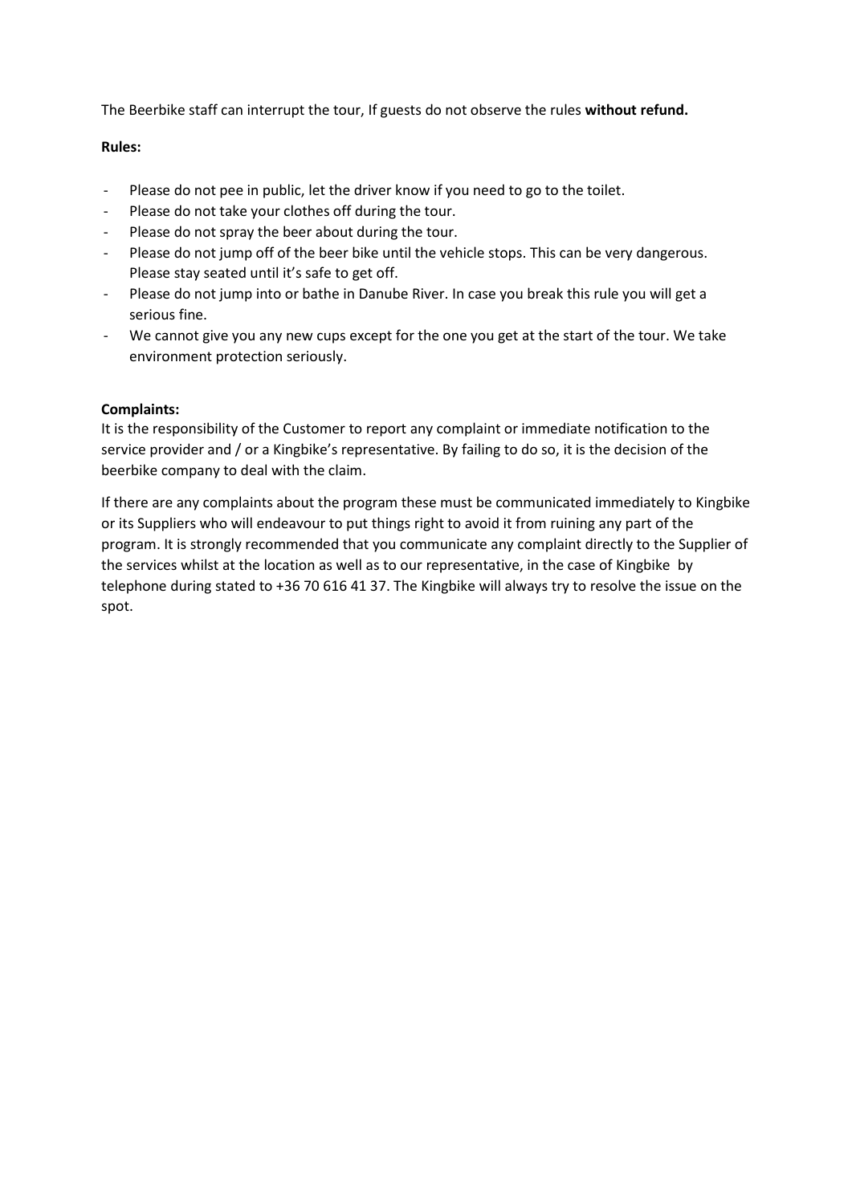The Beerbike staff can interrupt the tour, If guests do not observe the rules **without refund.**

**Rules:**

- Please do not pee in public, let the driver know if you need to go to the toilet.
- Please do not take your clothes off during the tour.
- Please do not spray the beer about during the tour.
- Please do not jump off of the beer bike until the vehicle stops. This can be very dangerous. Please stay seated until it's safe to get off.
- Please do not jump into or bathe in Danube River. In case you break this rule you will get a serious fine.
- We cannot give you any new cups except for the one you get at the start of the tour. We take environment protection seriously.

**Complaints:**

It is the responsibility of the Customer to report any complaint or immediate notification to the service provider and / or a Kingbike's representative. By failing to do so, it is the decision of the beerbike company to deal with the claim.

If there are any complaints about the program these must be communicated immediately to Kingbike or its Suppliers who will endeavour to put things right to avoid it from ruining any part of the program. It is strongly recommended that you communicate any complaint directly to the Supplier of the services whilst at the location as well as to our representative, in the case of Kingbike by telephone during stated to +36 70 616 41 37. The Kingbike will always try to resolve the issue on the spot.